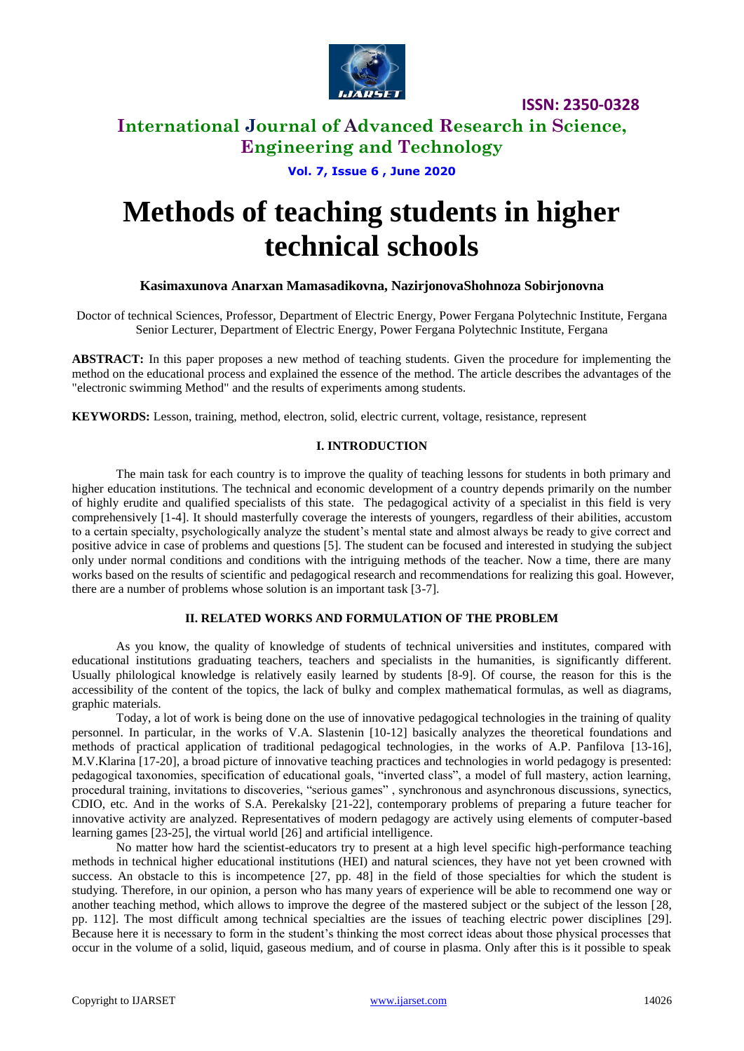# Methods of teaching students in higher technical schools

**Kasimaxunova Anarxan Mamasadikovna, NazirjonovaShohnoza Sobirjonovna**

Doctor of technical Sciences, Professor, Department of Electric Energy, Power Fergana Polytechnic Institute, Fergana
Senior Lecturer, Department of Electric Energy, Power Fergana Polytechnic Institute, Fergana

**ABSTRACT:** In this paper proposes a new method of teaching students. Given the procedure for implementing the method on the educational process and explained the essence of the method. The article describes the advantages of the "electronic swimming Method" and the results of experiments among students.

**KEYWORDS:** Lesson, training, method, electron, solid, electric current, voltage, resistance, represent

## I. INTRODUCTION

The main task for each country is to improve the quality of teaching lessons for students in both primary and higher education institutions. The technical and economic development of a country depends primarily on the number of highly erudite and qualified specialists of this state. The pedagogical activity of a specialist in this field is very comprehensively [1-4]. It should masterfully coverage the interests of youngers, regardless of their abilities, accustom to a certain specialty, psychologically analyze the student's mental state and almost always be ready to give correct and positive advice in case of problems and questions [5]. The student can be focused and interested in studying the subject only under normal conditions and conditions with the intriguing methods of the teacher. Now a time, there are many works based on the results of scientific and pedagogical research and recommendations for realizing this goal. However, there are a number of problems whose solution is an important task [3-7].

## II. RELATED WORKS AND FORMULATION OF THE PROBLEM

As you know, the quality of knowledge of students of technical universities and institutes, compared with educational institutions graduating teachers, teachers and specialists in the humanities, is significantly different. Usually philological knowledge is relatively easily learned by students [8-9]. Of course, the reason for this is the accessibility of the content of the topics, the lack of bulky and complex mathematical formulas, as well as diagrams, graphic materials.

Today, a lot of work is being done on the use of innovative pedagogical technologies in the training of quality personnel. In particular, in the works of V.A. Slastenin [10-12] basically analyzes the theoretical foundations and methods of practical application of traditional pedagogical technologies, in the works of A.P. Panfilova [13-16], M.V.Klarina [17-20], a broad picture of innovative teaching practices and technologies in world pedagogy is presented: pedagogical taxonomies, specification of educational goals, "inverted class", a model of full mastery, action learning, procedural training, invitations to discoveries, "serious games" , synchronous and asynchronous discussions, synectics, CDIO, etc. And in the works of S.A. Perekalsky [21-22], contemporary problems of preparing a future teacher for innovative activity are analyzed. Representatives of modern pedagogy are actively using elements of computer-based learning games [23-25], the virtual world [26] and artificial intelligence.

No matter how hard the scientist-educators try to present at a high level specific high-performance teaching methods in technical higher educational institutions (HEI) and natural sciences, they have not yet been crowned with success. An obstacle to this is incompetence [27, pp. 48] in the field of those specialties for which the student is studying. Therefore, in our opinion, a person who has many years of experience will be able to recommend one way or another teaching method, which allows to improve the degree of the mastered subject or the subject of the lesson [28, pp. 112]. The most difficult among technical specialties are the issues of teaching electric power disciplines [29]. Because here it is necessary to form in the student's thinking the most correct ideas about those physical processes that occur in the volume of a solid, liquid, gaseous medium, and of course in plasma. Only after this is it possible to speak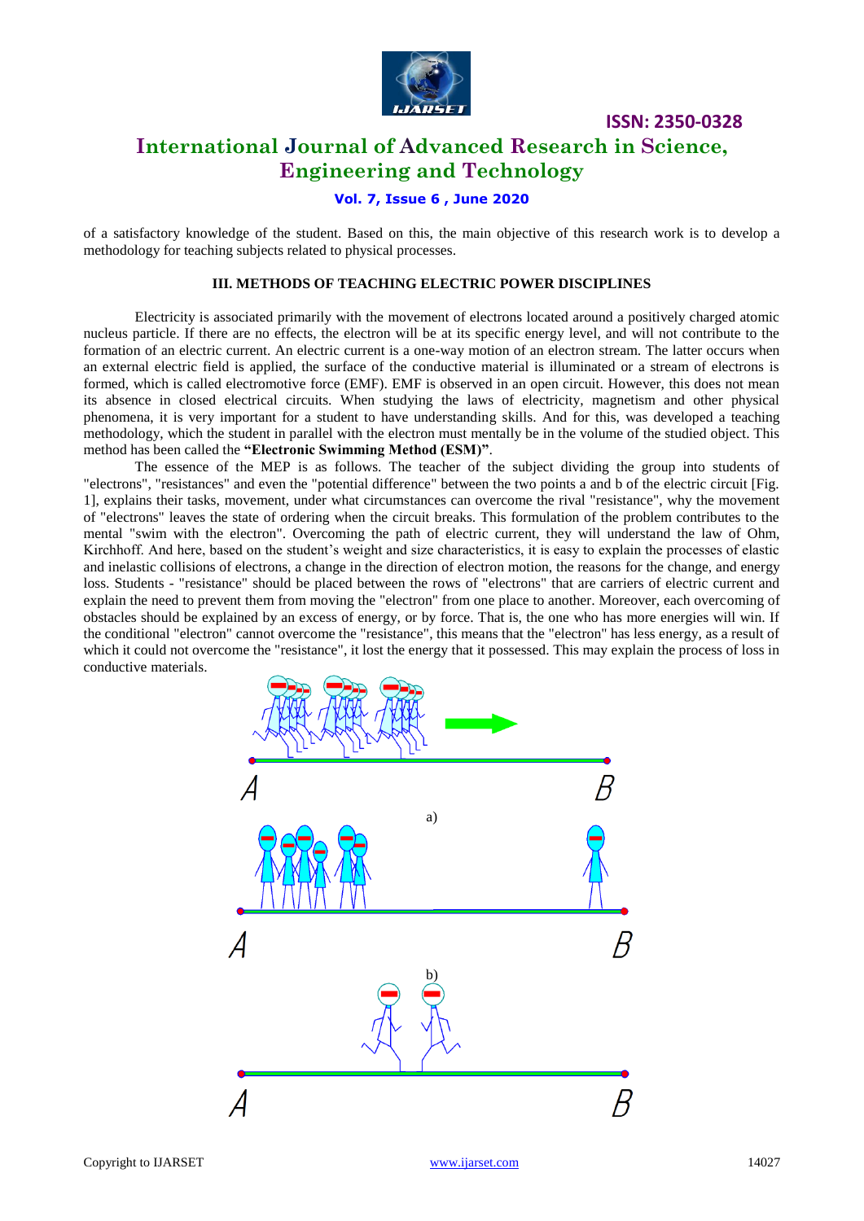of a satisfactory knowledge of the student. Based on this, the main objective of this research work is to develop a methodology for teaching subjects related to physical processes.

## III. METHODS OF TEACHING ELECTRIC POWER DISCIPLINES

Electricity is associated primarily with the movement of electrons located around a positively charged atomic nucleus particle. If there are no effects, the electron will be at its specific energy level, and will not contribute to the formation of an electric current. An electric current is a one-way motion of an electron stream. The latter occurs when an external electric field is applied, the surface of the conductive material is illuminated or a stream of electrons is formed, which is called electromotive force (EMF). EMF is observed in an open circuit. However, this does not mean its absence in closed electrical circuits. When studying the laws of electricity, magnetism and other physical phenomena, it is very important for a student to have understanding skills. And for this, was developed a teaching methodology, which the student in parallel with the electron must mentally be in the volume of the studied object. This method has been called the **"Electronic Swimming Method (ESM)"**.

The essence of the MEP is as follows. The teacher of the subject dividing the group into students of "electrons", "resistances" and even the "potential difference" between the two points a and b of the electric circuit [Fig. 1], explains their tasks, movement, under what circumstances can overcome the rival "resistance", why the movement of "electrons" leaves the state of ordering when the circuit breaks. This formulation of the problem contributes to the mental "swim with the electron". Overcoming the path of electric current, they will understand the law of Ohm, Kirchhoff. And here, based on the student's weight and size characteristics, it is easy to explain the processes of elastic and inelastic collisions of electrons, a change in the direction of electron motion, the reasons for the change, and energy loss. Students - "resistance" should be placed between the rows of "electrons" that are carriers of electric current and explain the need to prevent them from moving the "electron" from one place to another. Moreover, each overcoming of obstacles should be explained by an excess of energy, or by force. That is, the one who has more energies will win. If the conditional "electron" cannot overcome the "resistance", this means that the "electron" has less energy, as a result of which it could not overcome the "resistance", it lost the energy that it possessed. This may explain the process of loss in conductive materials.

A B

a)

A B

b)

A B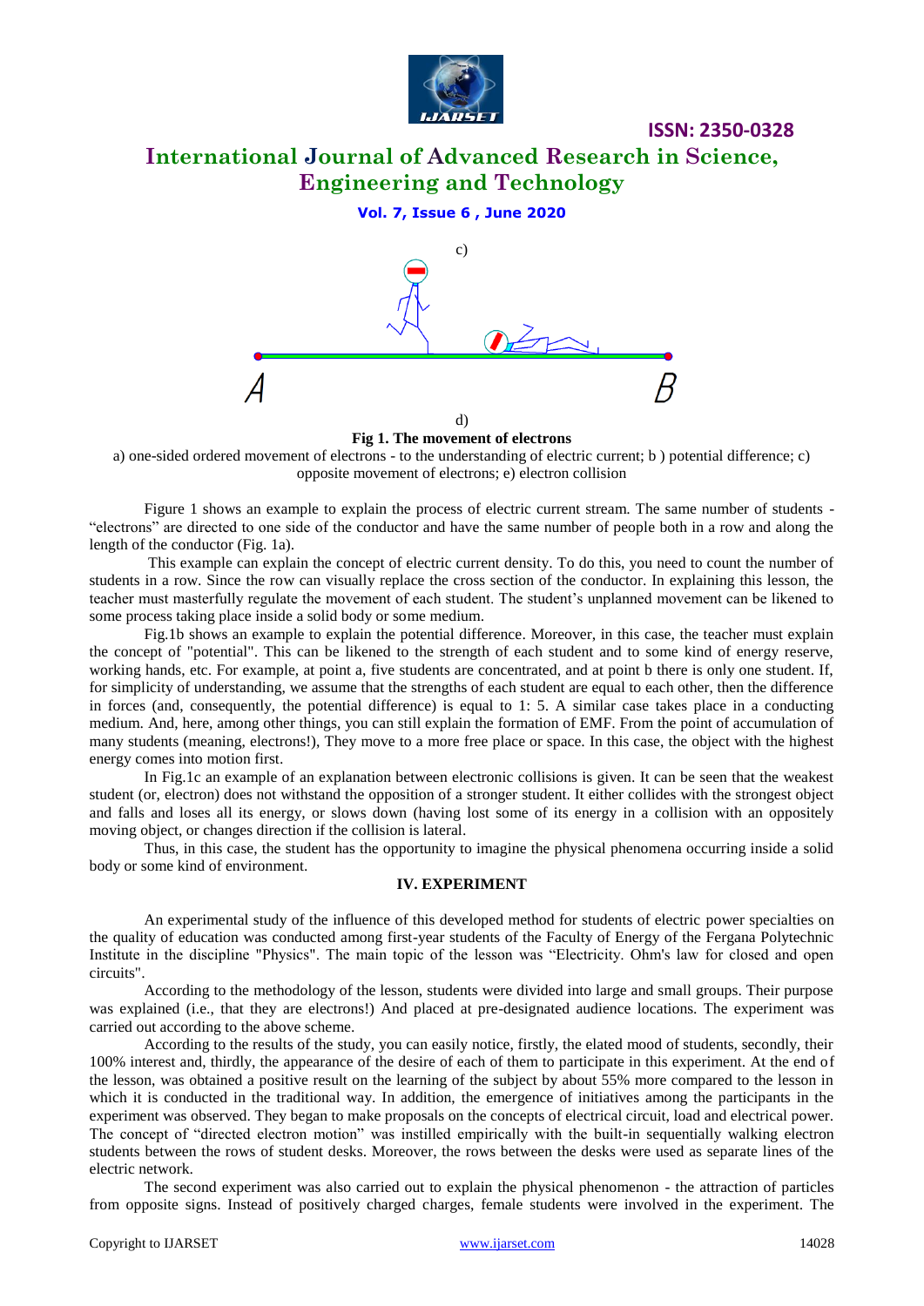c)

d)

**Fig 1. The movement of electrons**

a) one-sided ordered movement of electrons - to the understanding of electric current; b ) potential difference; c) opposite movement of electrons; e) electron collision

Figure 1 shows an example to explain the process of electric current stream. The same number of students - "electrons" are directed to one side of the conductor and have the same number of people both in a row and along the length of the conductor (Fig. 1a).

This example can explain the concept of electric current density. To do this, you need to count the number of students in a row. Since the row can visually replace the cross section of the conductor. In explaining this lesson, the teacher must masterfully regulate the movement of each student. The student's unplanned movement can be likened to some process taking place inside a solid body or some medium.

Fig.1b shows an example to explain the potential difference. Moreover, in this case, the teacher must explain the concept of "potential". This can be likened to the strength of each student and to some kind of energy reserve, working hands, etc. For example, at point a, five students are concentrated, and at point b there is only one student. If, for simplicity of understanding, we assume that the strengths of each student are equal to each other, then the difference in forces (and, consequently, the potential difference) is equal to 1: 5. A similar case takes place in a conducting medium. And, here, among other things, you can still explain the formation of EMF. From the point of accumulation of many students (meaning, electrons!), They move to a more free place or space. In this case, the object with the highest energy comes into motion first.

In Fig.1c an example of an explanation between electronic collisions is given. It can be seen that the weakest student (or, electron) does not withstand the opposition of a stronger student. It either collides with the strongest object and falls and loses all its energy, or slows down (having lost some of its energy in a collision with an oppositely moving object, or changes direction if the collision is lateral.

Thus, in this case, the student has the opportunity to imagine the physical phenomena occurring inside a solid body or some kind of environment.

## IV. EXPERIMENT

An experimental study of the influence of this developed method for students of electric power specialties on the quality of education was conducted among first-year students of the Faculty of Energy of the Fergana Polytechnic Institute in the discipline "Physics". The main topic of the lesson was "Electricity. Ohm's law for closed and open circuits".

According to the methodology of the lesson, students were divided into large and small groups. Their purpose was explained (i.e., that they are electrons!) And placed at pre-designated audience locations. The experiment was carried out according to the above scheme.

According to the results of the study, you can easily notice, firstly, the elated mood of students, secondly, their 100% interest and, thirdly, the appearance of the desire of each of them to participate in this experiment. At the end of the lesson, was obtained a positive result on the learning of the subject by about 55% more compared to the lesson in which it is conducted in the traditional way. In addition, the emergence of initiatives among the participants in the experiment was observed. They began to make proposals on the concepts of electrical circuit, load and electrical power. The concept of "directed electron motion" was instilled empirically with the built-in sequentially walking electron students between the rows of student desks. Moreover, the rows between the desks were used as separate lines of the electric network.

The second experiment was also carried out to explain the physical phenomenon - the attraction of particles from opposite signs. Instead of positively charged charges, female students were involved in the experiment. The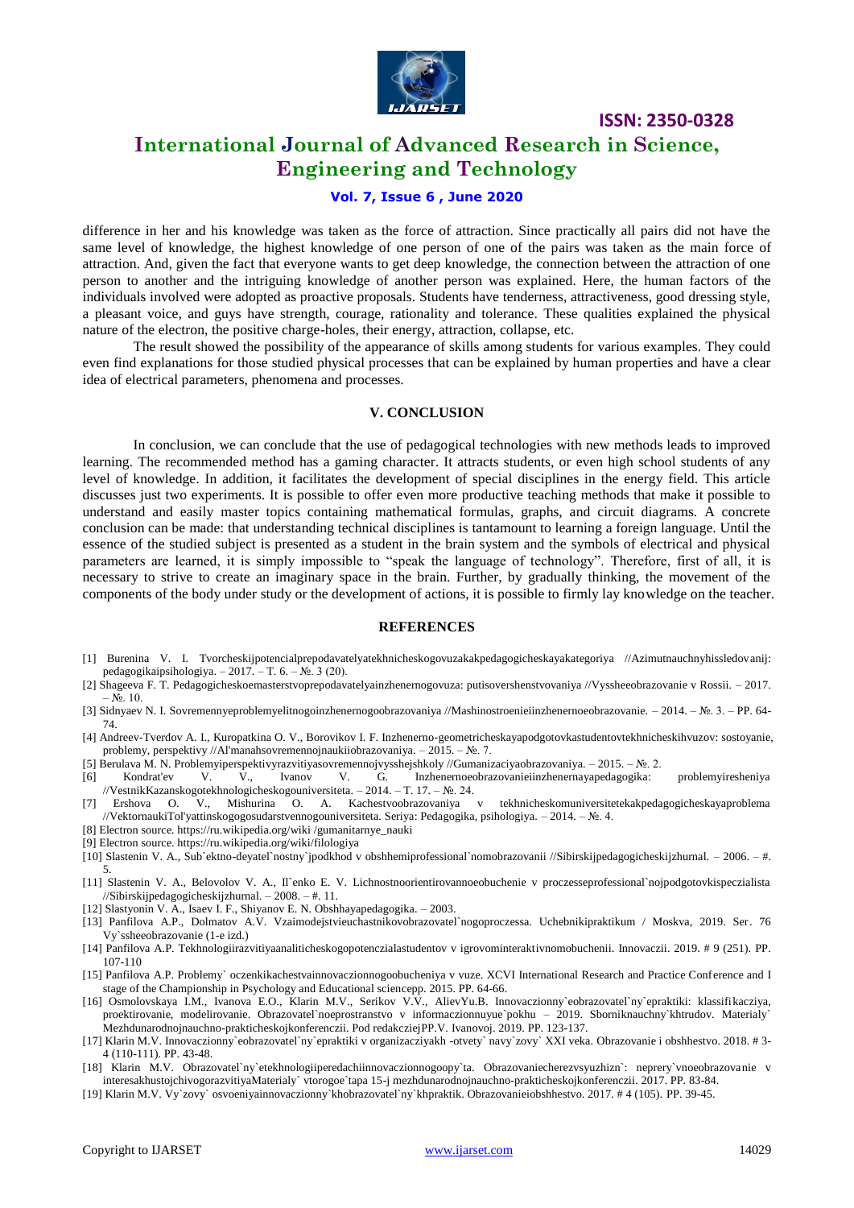difference in her and his knowledge was taken as the force of attraction. Since practically all pairs did not have the same level of knowledge, the highest knowledge of one person of one of the pairs was taken as the main force of attraction. And, given the fact that everyone wants to get deep knowledge, the connection between the attraction of one person to another and the intriguing knowledge of another person was explained. Here, the human factors of the individuals involved were adopted as proactive proposals. Students have tenderness, attractiveness, good dressing style, a pleasant voice, and guys have strength, courage, rationality and tolerance. These qualities explained the physical nature of the electron, the positive charge-holes, their energy, attraction, collapse, etc.

The result showed the possibility of the appearance of skills among students for various examples. They could even find explanations for those studied physical processes that can be explained by human properties and have a clear idea of electrical parameters, phenomena and processes.

## V. CONCLUSION

In conclusion, we can conclude that the use of pedagogical technologies with new methods leads to improved learning. The recommended method has a gaming character. It attracts students, or even high school students of any level of knowledge. In addition, it facilitates the development of special disciplines in the energy field. This article discusses just two experiments. It is possible to offer even more productive teaching methods that make it possible to understand and easily master topics containing mathematical formulas, graphs, and circuit diagrams. A concrete conclusion can be made: that understanding technical disciplines is tantamount to learning a foreign language. Until the essence of the studied subject is presented as a student in the brain system and the symbols of electrical and physical parameters are learned, it is simply impossible to "speak the language of technology". Therefore, first of all, it is necessary to strive to create an imaginary space in the brain. Further, by gradually thinking, the movement of the components of the body under study or the development of actions, it is possible to firmly lay knowledge on the teacher.

## REFERENCES

[1] Burenina V. I. Tvorcheskijpotencialprepodavatelyatekhnicheskogovuzakakpedagogicheskayakategoriya //Azimutnauchnyhissledovanij: pedagogikaipsihologiya. – 2017. – T. 6. – №. 3 (20).

[2] Shageeva F. T. Pedagogicheskoemasterstvoprepodavatelyainzhenernogovuza: putisovershenstvovaniya //Vyssheeobrazovanie v Rossii. – 2017. – №. 10.

[3] Sidnyaev N. I. Sovremennyeproblemyelitnogoinzhenernogoobrazovaniya //Mashinostroenieiinzhenernoeobrazovanie. – 2014. – №. 3. – PP. 64-74.

[4] Andreev-Tverdov A. I., Kuropatkina O. V., Borovikov I. F. Inzhenerno-geometricheskayapodgotovkastudentovtekhnicheskihvuzov: sostoyanie, problemy, perspektivy //Al'manahsovremennojnaukiiobrazovaniya. – 2015. – №. 7.

[5] Berulava M. N. Problemyiperspektivyrazvitiyasovremennojvysshejshkoly //Gumanizaciyaobrazovaniya. – 2015. – №. 2.

[6] Kondrat'ev V. V., Ivanov V. G. Inzhenernoeobrazovanieiinzhenernayapedagogika: problemyiresheniya //VestnikKazanskogotekhnologicheskogouniversiteta. – 2014. – T. 17. – №. 24.

[7] Ershova O. V., Mishurina O. A. Kachestvoobrazovaniya v tekhnicheskomuniversitetekakpedagogicheskayaproblema //VektornaukiTol'yattinskogogosudarstvennogouniversiteta. Seriya: Pedagogika, psihologiya. – 2014. – №. 4.

[8] Electron source. https://ru.wikipedia.org/wiki /gumanitarnye_nauki

[9] Electron source. https://ru.wikipedia.org/wiki/filologiya

[10] Slastenin V. A., Sub`ektno-deyatel`nostny`jpodkhod v obshhemiprofessional`nomobrazovanii //Sibirskijpedagogicheskijzhurnal. – 2006. – #. 5.

[11] Slastenin V. A., Belovolov V. A., Il`enko E. V. Lichnostnoorientirovannoeobuchenie v proczesseprofessional`nojpodgotovkispeczialista //Sibirskijpedagogicheskijzhurnal. – 2008. – #. 11.

[12] Slastyonin V. A., Isaev I. F., Shiyanov E. N. Obshhayapedagogika. – 2003.

[13] Panfilova A.P., Dolmatov A.V. Vzaimodejstvieuchastnikovobrazovatel`nogoproczessa. Uchebnikipraktikum / Moskva, 2019. Ser. 76 Vy`ssheeobrazovanie (1-e izd.)

[14] Panfilova A.P. Tekhnologiirazvitiyaanaliticheskogopotenczialastudentov v igrovominteraktivnomobuchenii. Innovaczii. 2019. # 9 (251). PP. 107-110

[15] Panfilova A.P. Problemy` oczenkikachestvainnovaczionnogoobucheniya v vuze. XCVI International Research and Practice Conference and I stage of the Championship in Psychology and Educational sciencepp. 2015. PP. 64-66.

[16] Osmolovskaya I.M., Ivanova E.O., Klarin M.V., Serikov V.V., AlievYu.B. Innovaczionny`eobrazovatel`ny`epraktiki: klassifikacziya, proektirovanie, modelirovanie. Obrazovatel`noeprostranstvo v informaczionnuyue`pokhu – 2019. Sborniknauchny`khtrudov. Materialy` Mezhdunarodnojnauchno-prakticheskojkonferenczii. Pod redakcziejPP.V. Ivanovoj. 2019. PP. 123-137.

[17] Klarin M.V. Innovaczionny`eobrazovatel`ny`epraktiki v organizacziyakh -otvety` navy`zovy` XXI veka. Obrazovanie i obshhestvo. 2018. # 3-4 (110-111). PP. 43-48.

[18] Klarin M.V. Obrazovatel`ny`etekhnologiiperedachiinnovaczionnogoopy`ta. Obrazovaniecherezvsyuzhizn`: neprery`vnoeobrazovanie v interesakhustojchivogorazvitiyaMaterialy` vtorogoe`tapa 15-j mezhdunarodnojnauchno-prakticheskojkonferenczii. 2017. PP. 83-84.

[19] Klarin M.V. Vy`zovy` osvoeniyainnovaczionny`khobrazovatel`ny`khpraktik. Obrazovanieiobshhestvo. 2017. # 4 (105). PP. 39-45.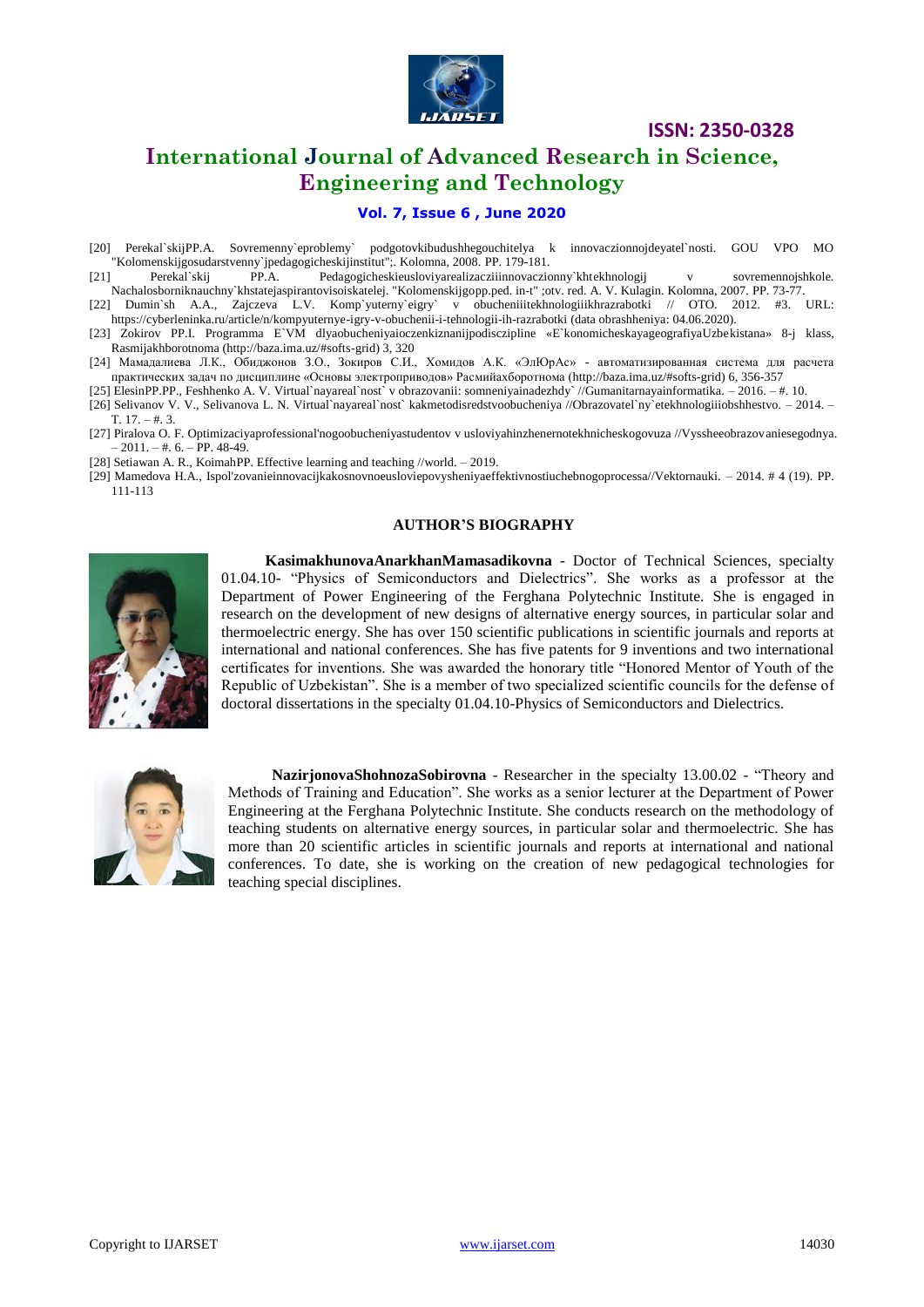[20] Perekal`skijPP.A. Sovremenny`eproblemy` podgotovkibudushhegouchitelya k innovaczionnojdeyatel`nosti. GOU VPO MO "Kolomenskijgosudarstvenny`jpedagogicheskijinstitut";. Kolomna, 2008. PP. 179-181.

[21] Perekal`skij PP.A. Pedagogicheskieusloviyarealizacziiinnovaczionny`khtekhnologij v sovremennojshkole. Nachalosborniknauchny`khstatejaspirantovisoiskatelej. "Kolomenskijgopp.ped. in-t" ;otv. red. A. V. Kulagin. Kolomna, 2007. PP. 73-77.

[22] Dumin`sh A.A., Zajczeva L.V. Komp`yuterny`eigry` v obucheniiitekhnologiiikhrazrabotki // OTO. 2012. #3. URL: https://cyberleninka.ru/article/n/kompyuternye-igry-v-obuchenii-i-tehnologii-ih-razrabotki (data obrashheniya: 04.06.2020).

[23] Zokirov PP.I. Programma E`VM dlyaobucheniyaioczenkiznanijpodisczipline «E`konomicheskayageografiyaUzbekistana» 8-j klass, Rasmijakhborotnoma (http://baza.ima.uz/#softs-grid) 3, 320

[24] Мамадалиева Л.К., Обиджонов З.О., Зокиров С.И., Хомидов А.К. «ЭлЮрАс» - автоматизированная система для расчета практических задач по дисциплине «Основы электроприводов» Расмийахборотнома (http://baza.ima.uz/#softs-grid) 6, 356-357

[25] ElesinPP.PP., Feshhenko A. V. Virtual`nayareal`nost` v obrazovanii: somneniyainadezhdy` //Gumanitarnayainformatika. – 2016. – #. 10.

[26] Selivanov V. V., Selivanova L. N. Virtual`nayareal`nost` kakmetodisredstvoobucheniya //Obrazovatel`ny`etekhnologiiiobshhestvo. – 2014. – T. 17. – #. 3.

[27] Piralova O. F. Optimizaciyaprofessional'nogoobucheniyastudentov v usloviyahinzhenernotekhnicheskogovuza //Vyssheeobrazovaniesegodnya. – 2011. – #. 6. – PP. 48-49.

[28] Setiawan A. R., KoimahPP. Effective learning and teaching //world. – 2019.

[29] Mamedova H.A., Ispol'zovanieinnovacijkakosnovnoeusloviepovysheniyaeffektivnostiuchebnogoprocessa//Vektornauki. – 2014. # 4 (19). PP. 111-113

## AUTHOR'S BIOGRAPHY

**KasimakhunovaAnarkhanMamasadikovna** - Doctor of Technical Sciences, specialty 01.04.10- "Physics of Semiconductors and Dielectrics". She works as a professor at the Department of Power Engineering of the Ferghana Polytechnic Institute. She is engaged in research on the development of new designs of alternative energy sources, in particular solar and thermoelectric energy. She has over 150 scientific publications in scientific journals and reports at international and national conferences. She has five patents for 9 inventions and two international certificates for inventions. She was awarded the honorary title "Honored Mentor of Youth of the Republic of Uzbekistan". She is a member of two specialized scientific councils for the defense of doctoral dissertations in the specialty 01.04.10-Physics of Semiconductors and Dielectrics.

**NazirjonovaShohnozaSobirovna** - Researcher in the specialty 13.00.02 - "Theory and Methods of Training and Education". She works as a senior lecturer at the Department of Power Engineering at the Ferghana Polytechnic Institute. She conducts research on the methodology of teaching students on alternative energy sources, in particular solar and thermoelectric. She has more than 20 scientific articles in scientific journals and reports at international and national conferences. To date, she is working on the creation of new pedagogical technologies for teaching special disciplines.